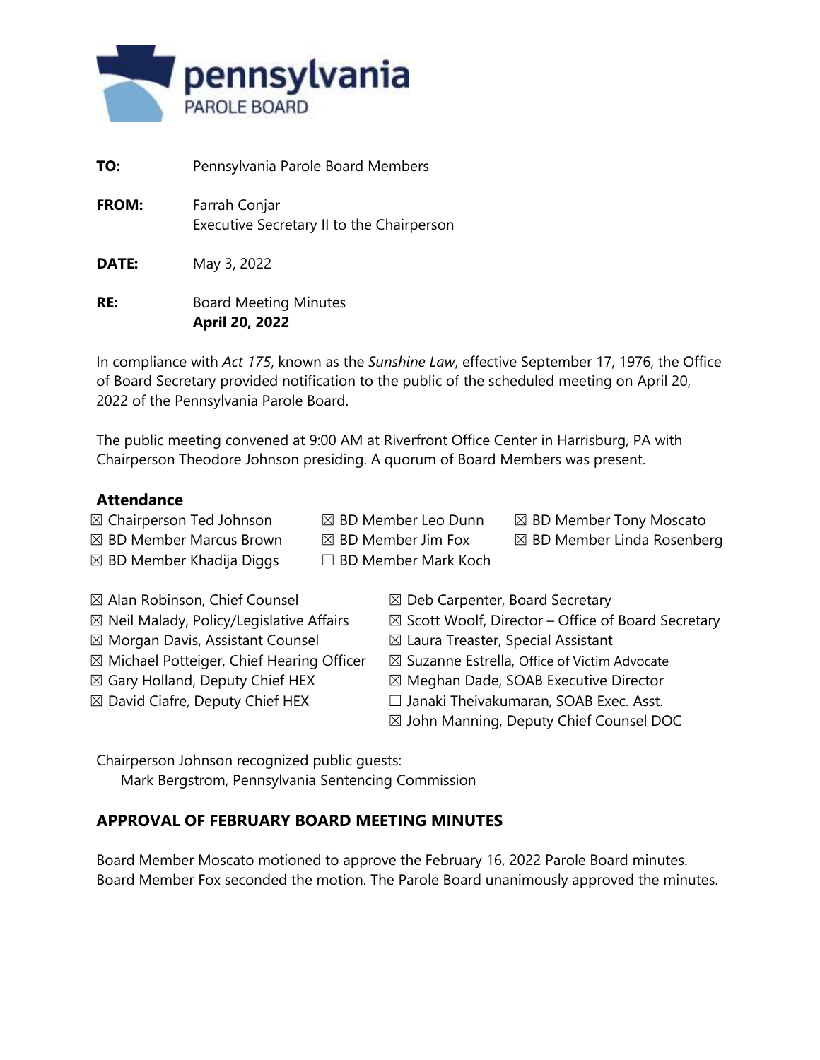pennsylvania
PAROLE BOARD

**TO:** Pennsylvania Parole Board Members

**FROM:** Farrah Conjar
Executive Secretary II to the Chairperson

**DATE:** May 3, 2022

**RE:** Board Meeting Minutes
**April 20, 2022**

In compliance with *Act 175*, known as the *Sunshine Law*, effective September 17, 1976, the Office of Board Secretary provided notification to the public of the scheduled meeting on April 20, 2022 of the Pennsylvania Parole Board.

The public meeting convened at 9:00 AM at Riverfront Office Center in Harrisburg, PA with Chairperson Theodore Johnson presiding. A quorum of Board Members was present.

## Attendance

☒ Chairperson Ted Johnson
☒ BD Member Marcus Brown
☒ BD Member Khadija Diggs
☒ BD Member Leo Dunn
☒ BD Member Jim Fox
☐ BD Member Mark Koch
☒ BD Member Tony Moscato
☒ BD Member Linda Rosenberg

☒ Alan Robinson, Chief Counsel
☒ Neil Malady, Policy/Legislative Affairs
☒ Morgan Davis, Assistant Counsel
☒ Michael Potteiger, Chief Hearing Officer
☒ Gary Holland, Deputy Chief HEX
☒ David Ciafre, Deputy Chief HEX
☒ Deb Carpenter, Board Secretary
☒ Scott Woolf, Director – Office of Board Secretary
☒ Laura Treaster, Special Assistant
☒ Suzanne Estrella, Office of Victim Advocate
☒ Meghan Dade, SOAB Executive Director
☐ Janaki Theivakumaran, SOAB Exec. Asst.
☒ John Manning, Deputy Chief Counsel DOC

Chairperson Johnson recognized public guests:
Mark Bergstrom, Pennsylvania Sentencing Commission

## APPROVAL OF FEBRUARY BOARD MEETING MINUTES

Board Member Moscato motioned to approve the February 16, 2022 Parole Board minutes. Board Member Fox seconded the motion. The Parole Board unanimously approved the minutes.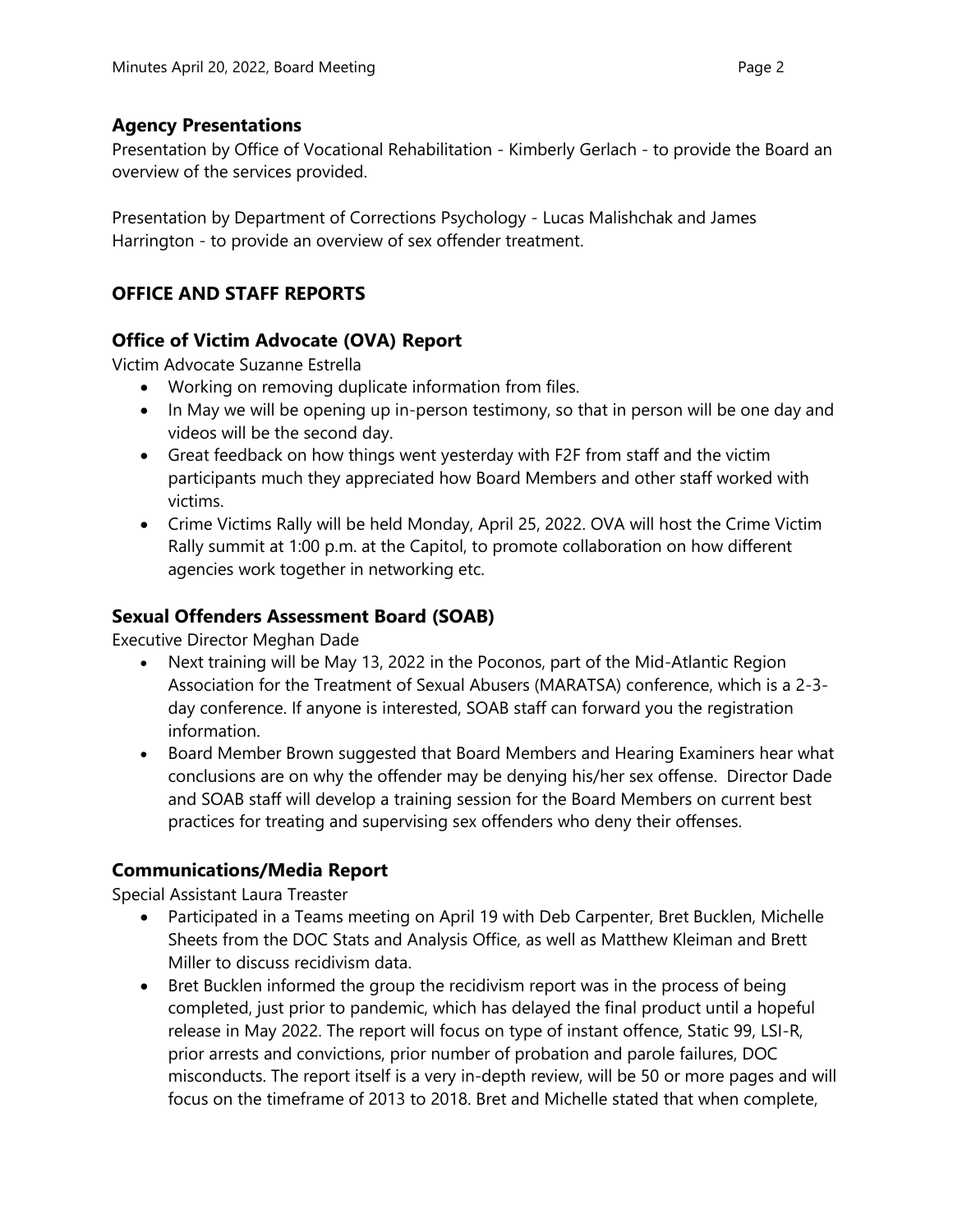## Agency Presentations

Presentation by Office of Vocational Rehabilitation - Kimberly Gerlach - to provide the Board an overview of the services provided.

Presentation by Department of Corrections Psychology - Lucas Malishchak and James Harrington - to provide an overview of sex offender treatment.

## OFFICE AND STAFF REPORTS

### Office of Victim Advocate (OVA) Report

Victim Advocate Suzanne Estrella

- Working on removing duplicate information from files.
- In May we will be opening up in-person testimony, so that in person will be one day and videos will be the second day.
- Great feedback on how things went yesterday with F2F from staff and the victim participants much they appreciated how Board Members and other staff worked with victims.
- Crime Victims Rally will be held Monday, April 25, 2022. OVA will host the Crime Victim Rally summit at 1:00 p.m. at the Capitol, to promote collaboration on how different agencies work together in networking etc.

### Sexual Offenders Assessment Board (SOAB)

Executive Director Meghan Dade

- Next training will be May 13, 2022 in the Poconos, part of the Mid-Atlantic Region Association for the Treatment of Sexual Abusers (MARATSA) conference, which is a 2-3-day conference. If anyone is interested, SOAB staff can forward you the registration information.
- Board Member Brown suggested that Board Members and Hearing Examiners hear what conclusions are on why the offender may be denying his/her sex offense. Director Dade and SOAB staff will develop a training session for the Board Members on current best practices for treating and supervising sex offenders who deny their offenses.

### Communications/Media Report

Special Assistant Laura Treaster

- Participated in a Teams meeting on April 19 with Deb Carpenter, Bret Bucklen, Michelle Sheets from the DOC Stats and Analysis Office, as well as Matthew Kleiman and Brett Miller to discuss recidivism data.
- Bret Bucklen informed the group the recidivism report was in the process of being completed, just prior to pandemic, which has delayed the final product until a hopeful release in May 2022. The report will focus on type of instant offence, Static 99, LSI-R, prior arrests and convictions, prior number of probation and parole failures, DOC misconducts. The report itself is a very in-depth review, will be 50 or more pages and will focus on the timeframe of 2013 to 2018. Bret and Michelle stated that when complete,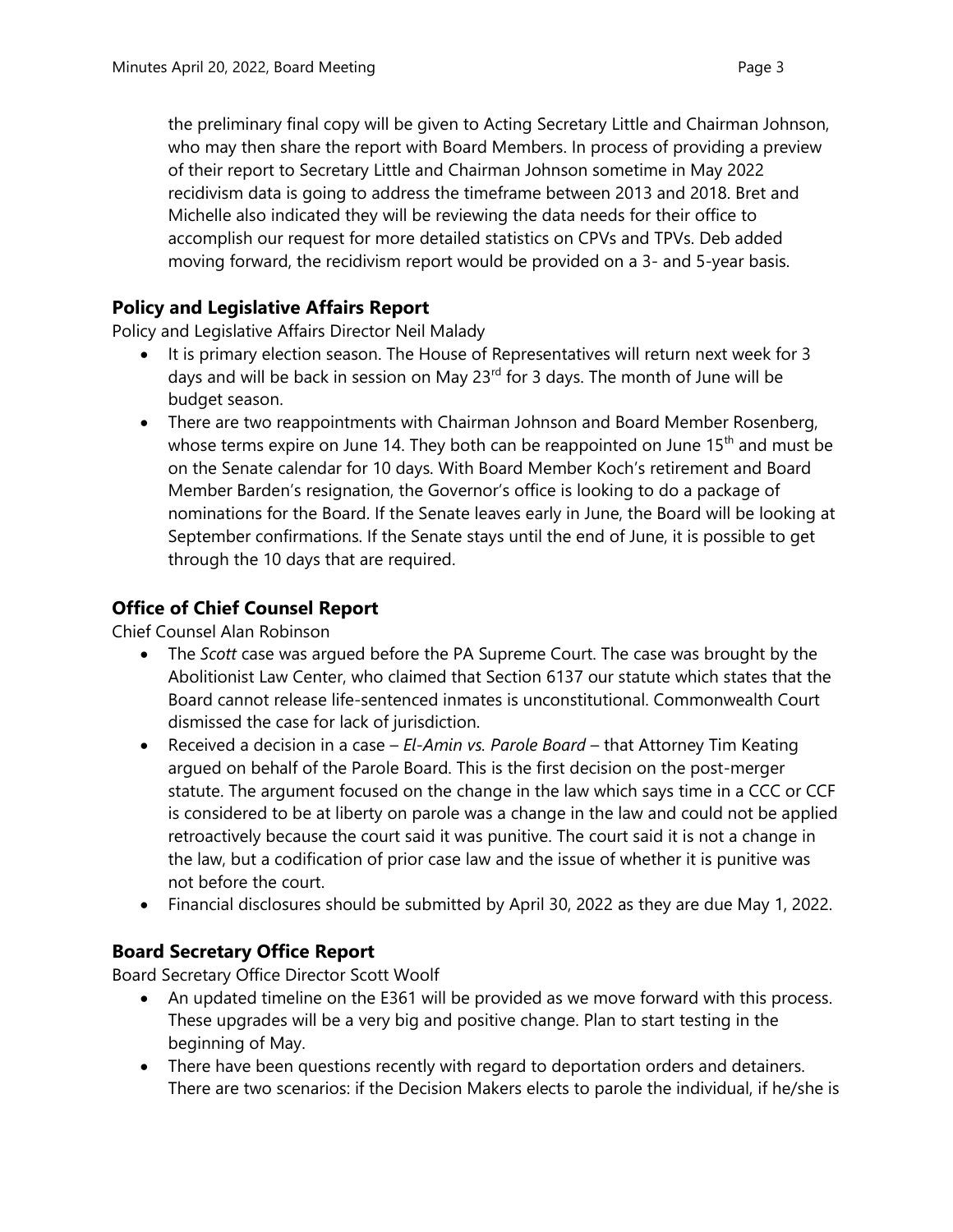the preliminary final copy will be given to Acting Secretary Little and Chairman Johnson, who may then share the report with Board Members. In process of providing a preview of their report to Secretary Little and Chairman Johnson sometime in May 2022 recidivism data is going to address the timeframe between 2013 and 2018. Bret and Michelle also indicated they will be reviewing the data needs for their office to accomplish our request for more detailed statistics on CPVs and TPVs. Deb added moving forward, the recidivism report would be provided on a 3- and 5-year basis.

## Policy and Legislative Affairs Report

Policy and Legislative Affairs Director Neil Malady

- It is primary election season. The House of Representatives will return next week for 3 days and will be back in session on May 23rd for 3 days. The month of June will be budget season.
- There are two reappointments with Chairman Johnson and Board Member Rosenberg, whose terms expire on June 14. They both can be reappointed on June 15th and must be on the Senate calendar for 10 days. With Board Member Koch's retirement and Board Member Barden's resignation, the Governor's office is looking to do a package of nominations for the Board. If the Senate leaves early in June, the Board will be looking at September confirmations. If the Senate stays until the end of June, it is possible to get through the 10 days that are required.

## Office of Chief Counsel Report

Chief Counsel Alan Robinson

- The *Scott* case was argued before the PA Supreme Court. The case was brought by the Abolitionist Law Center, who claimed that Section 6137 our statute which states that the Board cannot release life-sentenced inmates is unconstitutional. Commonwealth Court dismissed the case for lack of jurisdiction.
- Received a decision in a case – *El-Amin vs. Parole Board* – that Attorney Tim Keating argued on behalf of the Parole Board. This is the first decision on the post-merger statute. The argument focused on the change in the law which says time in a CCC or CCF is considered to be at liberty on parole was a change in the law and could not be applied retroactively because the court said it was punitive. The court said it is not a change in the law, but a codification of prior case law and the issue of whether it is punitive was not before the court.
- Financial disclosures should be submitted by April 30, 2022 as they are due May 1, 2022.

## Board Secretary Office Report

Board Secretary Office Director Scott Woolf

- An updated timeline on the E361 will be provided as we move forward with this process. These upgrades will be a very big and positive change. Plan to start testing in the beginning of May.
- There have been questions recently with regard to deportation orders and detainers. There are two scenarios: if the Decision Makers elects to parole the individual, if he/she is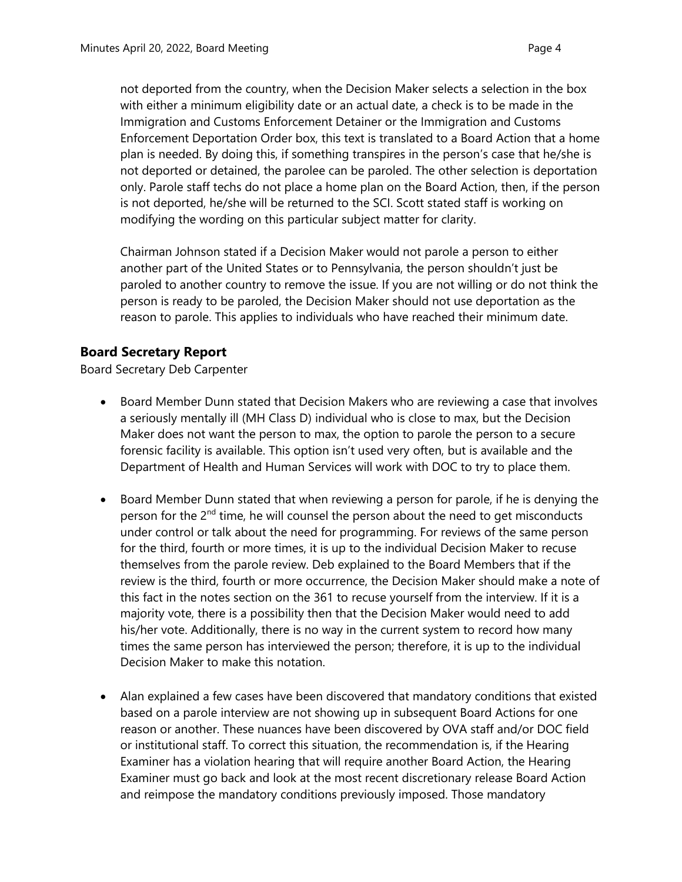not deported from the country, when the Decision Maker selects a selection in the box with either a minimum eligibility date or an actual date, a check is to be made in the Immigration and Customs Enforcement Detainer or the Immigration and Customs Enforcement Deportation Order box, this text is translated to a Board Action that a home plan is needed. By doing this, if something transpires in the person's case that he/she is not deported or detained, the parolee can be paroled. The other selection is deportation only. Parole staff techs do not place a home plan on the Board Action, then, if the person is not deported, he/she will be returned to the SCI. Scott stated staff is working on modifying the wording on this particular subject matter for clarity.

Chairman Johnson stated if a Decision Maker would not parole a person to either another part of the United States or to Pennsylvania, the person shouldn't just be paroled to another country to remove the issue. If you are not willing or do not think the person is ready to be paroled, the Decision Maker should not use deportation as the reason to parole. This applies to individuals who have reached their minimum date.

## Board Secretary Report

Board Secretary Deb Carpenter

- Board Member Dunn stated that Decision Makers who are reviewing a case that involves a seriously mentally ill (MH Class D) individual who is close to max, but the Decision Maker does not want the person to max, the option to parole the person to a secure forensic facility is available. This option isn't used very often, but is available and the Department of Health and Human Services will work with DOC to try to place them.

- Board Member Dunn stated that when reviewing a person for parole, if he is denying the person for the 2nd time, he will counsel the person about the need to get misconducts under control or talk about the need for programming. For reviews of the same person for the third, fourth or more times, it is up to the individual Decision Maker to recuse themselves from the parole review. Deb explained to the Board Members that if the review is the third, fourth or more occurrence, the Decision Maker should make a note of this fact in the notes section on the 361 to recuse yourself from the interview. If it is a majority vote, there is a possibility then that the Decision Maker would need to add his/her vote. Additionally, there is no way in the current system to record how many times the same person has interviewed the person; therefore, it is up to the individual Decision Maker to make this notation.

- Alan explained a few cases have been discovered that mandatory conditions that existed based on a parole interview are not showing up in subsequent Board Actions for one reason or another. These nuances have been discovered by OVA staff and/or DOC field or institutional staff. To correct this situation, the recommendation is, if the Hearing Examiner has a violation hearing that will require another Board Action, the Hearing Examiner must go back and look at the most recent discretionary release Board Action and reimpose the mandatory conditions previously imposed. Those mandatory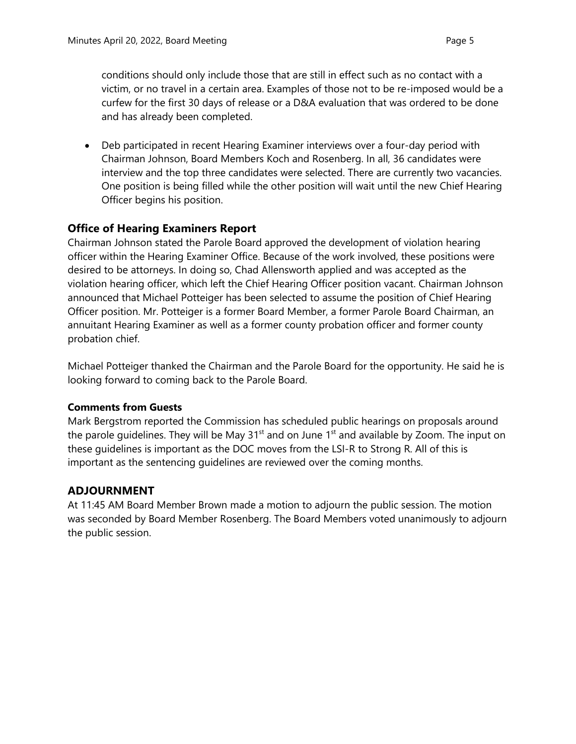conditions should only include those that are still in effect such as no contact with a victim, or no travel in a certain area. Examples of those not to be re-imposed would be a curfew for the first 30 days of release or a D&A evaluation that was ordered to be done and has already been completed.

- Deb participated in recent Hearing Examiner interviews over a four-day period with Chairman Johnson, Board Members Koch and Rosenberg. In all, 36 candidates were interview and the top three candidates were selected. There are currently two vacancies. One position is being filled while the other position will wait until the new Chief Hearing Officer begins his position.

## Office of Hearing Examiners Report

Chairman Johnson stated the Parole Board approved the development of violation hearing officer within the Hearing Examiner Office. Because of the work involved, these positions were desired to be attorneys. In doing so, Chad Allensworth applied and was accepted as the violation hearing officer, which left the Chief Hearing Officer position vacant. Chairman Johnson announced that Michael Potteiger has been selected to assume the position of Chief Hearing Officer position. Mr. Potteiger is a former Board Member, a former Parole Board Chairman, an annuitant Hearing Examiner as well as a former county probation officer and former county probation chief.

Michael Potteiger thanked the Chairman and the Parole Board for the opportunity. He said he is looking forward to coming back to the Parole Board.

### Comments from Guests

Mark Bergstrom reported the Commission has scheduled public hearings on proposals around the parole guidelines. They will be May 31st and on June 1st and available by Zoom. The input on these guidelines is important as the DOC moves from the LSI-R to Strong R. All of this is important as the sentencing guidelines are reviewed over the coming months.

## ADJOURNMENT

At 11:45 AM Board Member Brown made a motion to adjourn the public session. The motion was seconded by Board Member Rosenberg. The Board Members voted unanimously to adjourn the public session.